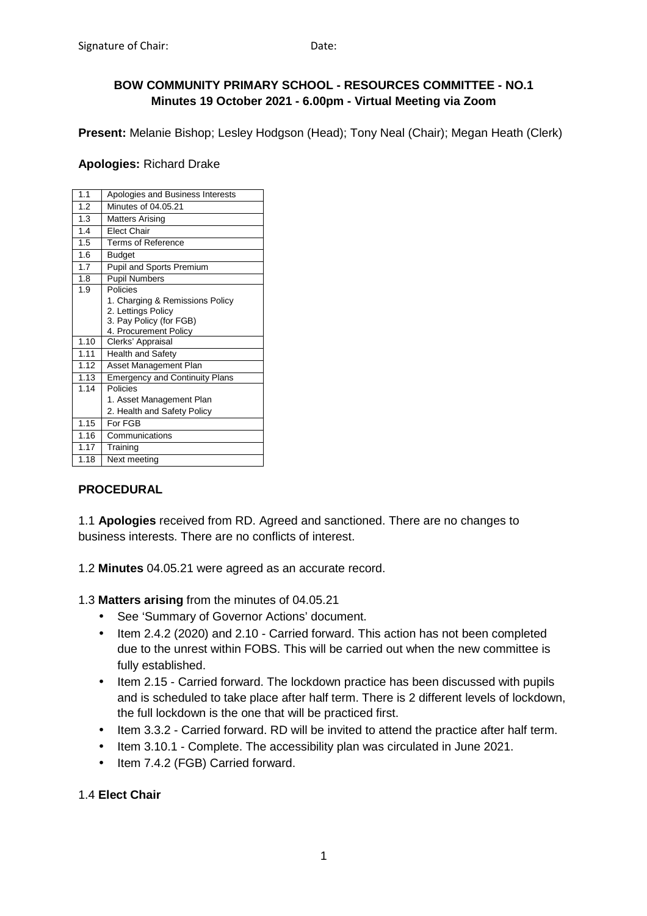Signature of Chair: Date:

**BOW COMMUNITY PRIMARY SCHOOL - RESOURCES COMMITTEE - NO.1**
**Minutes 19 October 2021 - 6.00pm - Virtual Meeting via Zoom**

**Present:** Melanie Bishop; Lesley Hodgson (Head); Tony Neal (Chair); Megan Heath (Clerk)

**Apologies:** Richard Drake

| | |
|---|---|
| 1.1 | Apologies and Business Interests |
| 1.2 | Minutes of 04.05.21 |
| 1.3 | Matters Arising |
| 1.4 | Elect Chair |
| 1.5 | Terms of Reference |
| 1.6 | Budget |
| 1.7 | Pupil and Sports Premium |
| 1.8 | Pupil Numbers |
| 1.9 | Policies<br>1. Charging & Remissions Policy<br>2. Lettings Policy<br>3. Pay Policy (for FGB)<br>4. Procurement Policy |
| 1.10 | Clerks' Appraisal |
| 1.11 | Health and Safety |
| 1.12 | Asset Management Plan |
| 1.13 | Emergency and Continuity Plans |
| 1.14 | Policies<br>1. Asset Management Plan<br>2. Health and Safety Policy |
| 1.15 | For FGB |
| 1.16 | Communications |
| 1.17 | Training |
| 1.18 | Next meeting |

**PROCEDURAL**

1.1 **Apologies** received from RD. Agreed and sanctioned. There are no changes to business interests. There are no conflicts of interest.

1.2 **Minutes** 04.05.21 were agreed as an accurate record.

1.3 **Matters arising** from the minutes of 04.05.21

- See 'Summary of Governor Actions' document.
- Item 2.4.2 (2020) and 2.10 - Carried forward. This action has not been completed due to the unrest within FOBS. This will be carried out when the new committee is fully established.
- Item 2.15 - Carried forward. The lockdown practice has been discussed with pupils and is scheduled to take place after half term. There is 2 different levels of lockdown, the full lockdown is the one that will be practiced first.
- Item 3.3.2 - Carried forward. RD will be invited to attend the practice after half term.
- Item 3.10.1 - Complete. The accessibility plan was circulated in June 2021.
- Item 7.4.2 (FGB) Carried forward.

1.4 **Elect Chair**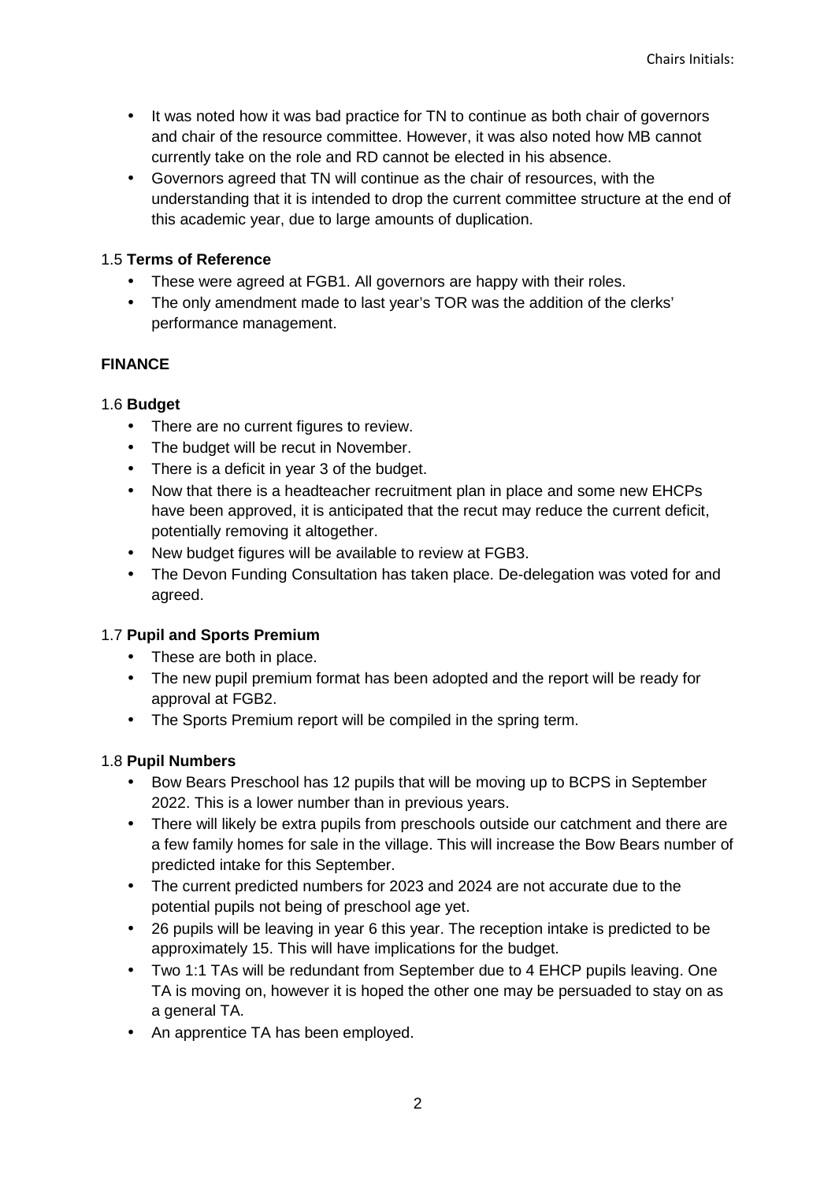- It was noted how it was bad practice for TN to continue as both chair of governors and chair of the resource committee. However, it was also noted how MB cannot currently take on the role and RD cannot be elected in his absence.
- Governors agreed that TN will continue as the chair of resources, with the understanding that it is intended to drop the current committee structure at the end of this academic year, due to large amounts of duplication.

1.5 **Terms of Reference**

- These were agreed at FGB1. All governors are happy with their roles.
- The only amendment made to last year's TOR was the addition of the clerks' performance management.

**FINANCE**

1.6 **Budget**

- There are no current figures to review.
- The budget will be recut in November.
- There is a deficit in year 3 of the budget.
- Now that there is a headteacher recruitment plan in place and some new EHCPs have been approved, it is anticipated that the recut may reduce the current deficit, potentially removing it altogether.
- New budget figures will be available to review at FGB3.
- The Devon Funding Consultation has taken place. De-delegation was voted for and agreed.

1.7 **Pupil and Sports Premium**

- These are both in place.
- The new pupil premium format has been adopted and the report will be ready for approval at FGB2.
- The Sports Premium report will be compiled in the spring term.

1.8 **Pupil Numbers**

- Bow Bears Preschool has 12 pupils that will be moving up to BCPS in September 2022. This is a lower number than in previous years.
- There will likely be extra pupils from preschools outside our catchment and there are a few family homes for sale in the village. This will increase the Bow Bears number of predicted intake for this September.
- The current predicted numbers for 2023 and 2024 are not accurate due to the potential pupils not being of preschool age yet.
- 26 pupils will be leaving in year 6 this year. The reception intake is predicted to be approximately 15. This will have implications for the budget.
- Two 1:1 TAs will be redundant from September due to 4 EHCP pupils leaving. One TA is moving on, however it is hoped the other one may be persuaded to stay on as a general TA.
- An apprentice TA has been employed.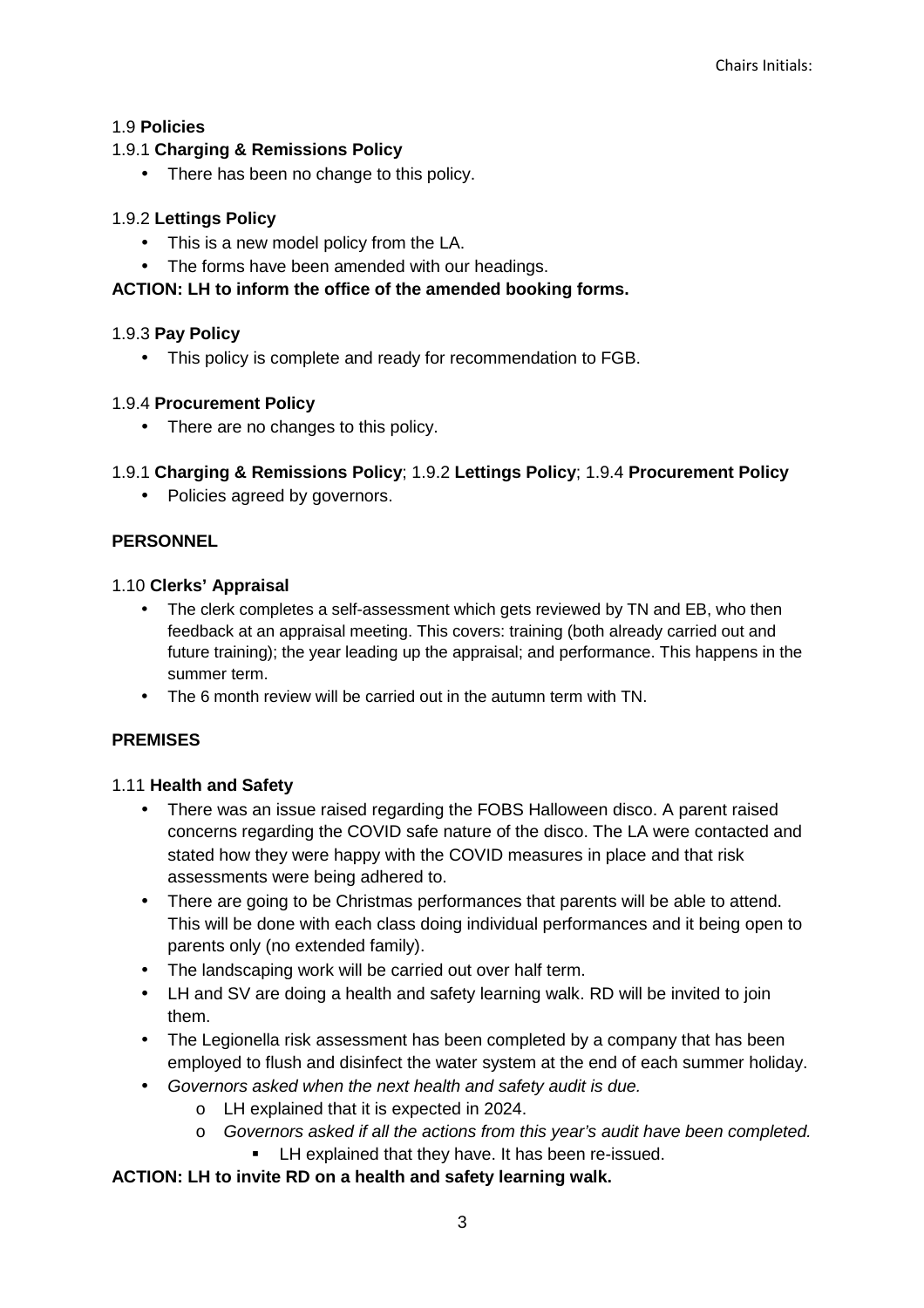1.9 **Policies**

1.9.1 **Charging & Remissions Policy**

- There has been no change to this policy.

1.9.2 **Lettings Policy**

- This is a new model policy from the LA.
- The forms have been amended with our headings.

**ACTION: LH to inform the office of the amended booking forms.**

1.9.3 **Pay Policy**

- This policy is complete and ready for recommendation to FGB.

1.9.4 **Procurement Policy**

- There are no changes to this policy.

1.9.1 **Charging & Remissions Policy**; 1.9.2 **Lettings Policy**; 1.9.4 **Procurement Policy**

- Policies agreed by governors.

**PERSONNEL**

1.10 **Clerks' Appraisal**

- The clerk completes a self-assessment which gets reviewed by TN and EB, who then feedback at an appraisal meeting. This covers: training (both already carried out and future training); the year leading up the appraisal; and performance. This happens in the summer term.
- The 6 month review will be carried out in the autumn term with TN.

**PREMISES**

1.11 **Health and Safety**

- There was an issue raised regarding the FOBS Halloween disco. A parent raised concerns regarding the COVID safe nature of the disco. The LA were contacted and stated how they were happy with the COVID measures in place and that risk assessments were being adhered to.
- There are going to be Christmas performances that parents will be able to attend. This will be done with each class doing individual performances and it being open to parents only (no extended family).
- The landscaping work will be carried out over half term.
- LH and SV are doing a health and safety learning walk. RD will be invited to join them.
- The Legionella risk assessment has been completed by a company that has been employed to flush and disinfect the water system at the end of each summer holiday.
- *Governors asked when the next health and safety audit is due.*
  - LH explained that it is expected in 2024.
  - *Governors asked if all the actions from this year's audit have been completed.*
    - LH explained that they have. It has been re-issued.

**ACTION: LH to invite RD on a health and safety learning walk.**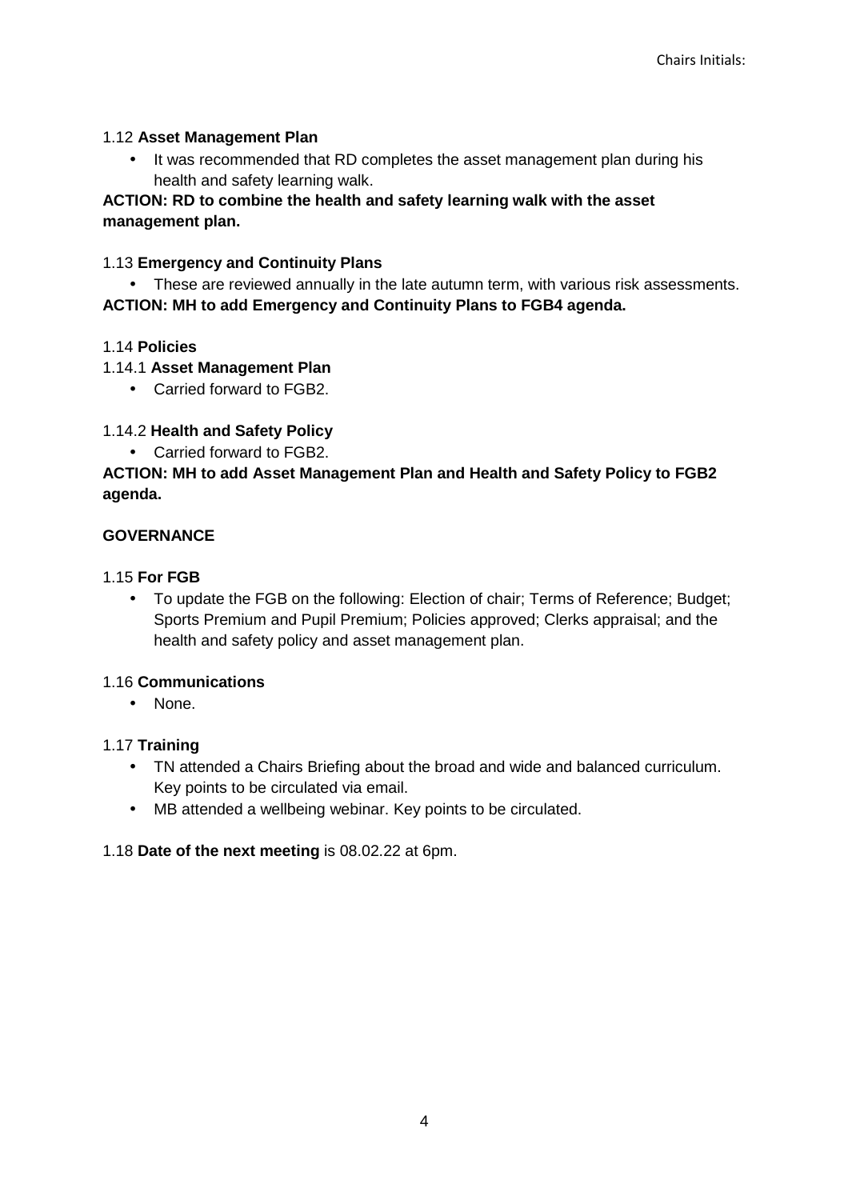1.12 **Asset Management Plan**

- It was recommended that RD completes the asset management plan during his health and safety learning walk.

**ACTION: RD to combine the health and safety learning walk with the asset management plan.**

1.13 **Emergency and Continuity Plans**

- These are reviewed annually in the late autumn term, with various risk assessments.

**ACTION: MH to add Emergency and Continuity Plans to FGB4 agenda.**

1.14 **Policies**

1.14.1 **Asset Management Plan**

- Carried forward to FGB2.

1.14.2 **Health and Safety Policy**

- Carried forward to FGB2.

**ACTION: MH to add Asset Management Plan and Health and Safety Policy to FGB2 agenda.**

**GOVERNANCE**

1.15 **For FGB**

- To update the FGB on the following: Election of chair; Terms of Reference; Budget; Sports Premium and Pupil Premium; Policies approved; Clerks appraisal; and the health and safety policy and asset management plan.

1.16 **Communications**

- None.

1.17 **Training**

- TN attended a Chairs Briefing about the broad and wide and balanced curriculum. Key points to be circulated via email.
- MB attended a wellbeing webinar. Key points to be circulated.

1.18 **Date of the next meeting** is 08.02.22 at 6pm.